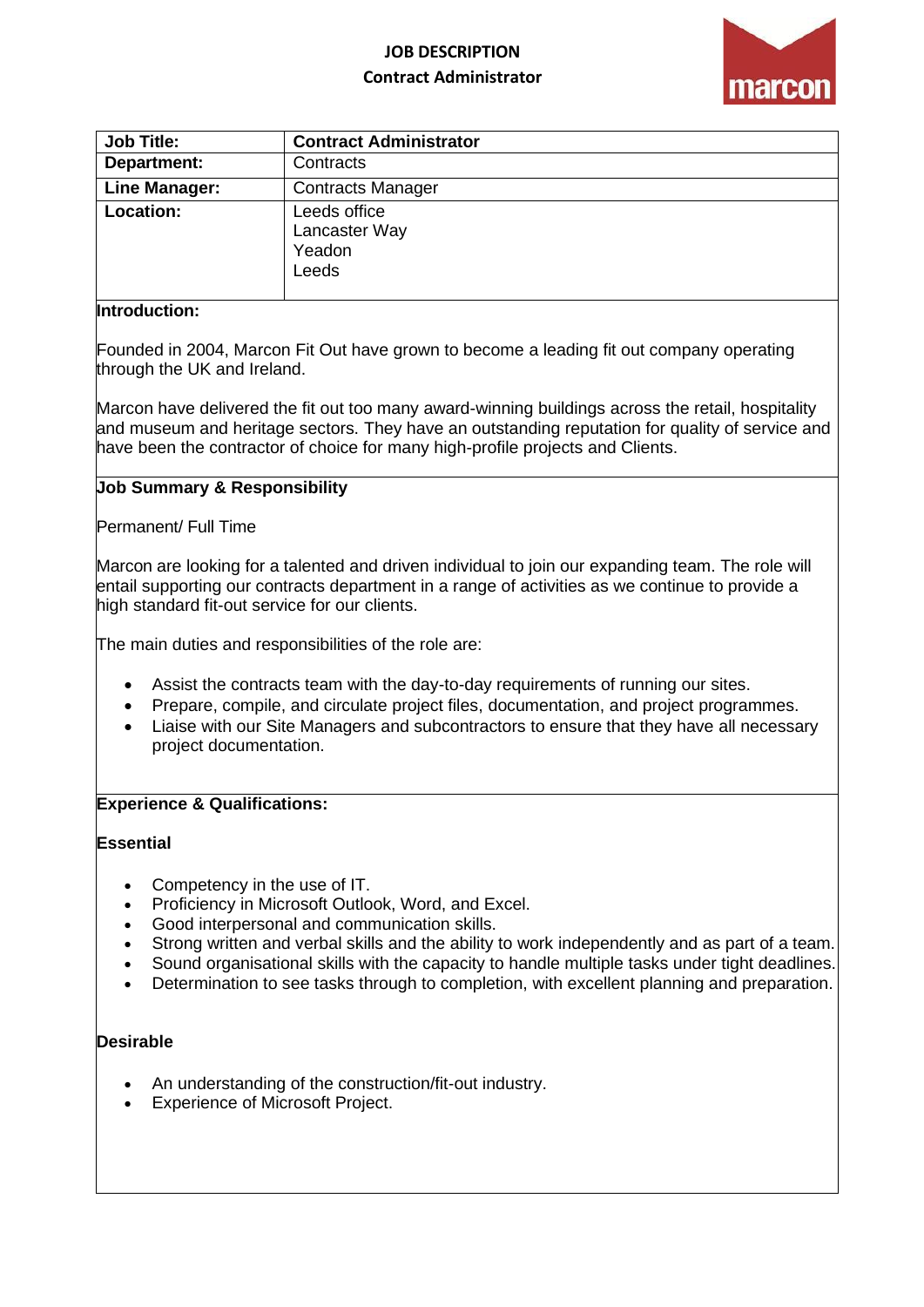# JOB DESCRIPTION

## Contract Administrator

| **Job Title:** | **Contract Administrator** |
| --- | --- |
| **Department:** | Contracts |
| **Line Manager:** | Contracts Manager |
| **Location:** | Leeds office<br>Lancaster Way<br>Yeadon<br>Leeds |

**Introduction:**

Founded in 2004, Marcon Fit Out have grown to become a leading fit out company operating through the UK and Ireland.

Marcon have delivered the fit out too many award-winning buildings across the retail, hospitality and museum and heritage sectors. They have an outstanding reputation for quality of service and have been the contractor of choice for many high-profile projects and Clients.

**Job Summary & Responsibility**

Permanent/ Full Time

Marcon are looking for a talented and driven individual to join our expanding team. The role will entail supporting our contracts department in a range of activities as we continue to provide a high standard fit-out service for our clients.

The main duties and responsibilities of the role are:

- Assist the contracts team with the day-to-day requirements of running our sites.
- Prepare, compile, and circulate project files, documentation, and project programmes.
- Liaise with our Site Managers and subcontractors to ensure that they have all necessary project documentation.

**Experience & Qualifications:**

**Essential**

- Competency in the use of IT.
- Proficiency in Microsoft Outlook, Word, and Excel.
- Good interpersonal and communication skills.
- Strong written and verbal skills and the ability to work independently and as part of a team.
- Sound organisational skills with the capacity to handle multiple tasks under tight deadlines.
- Determination to see tasks through to completion, with excellent planning and preparation.

**Desirable**

- An understanding of the construction/fit-out industry.
- Experience of Microsoft Project.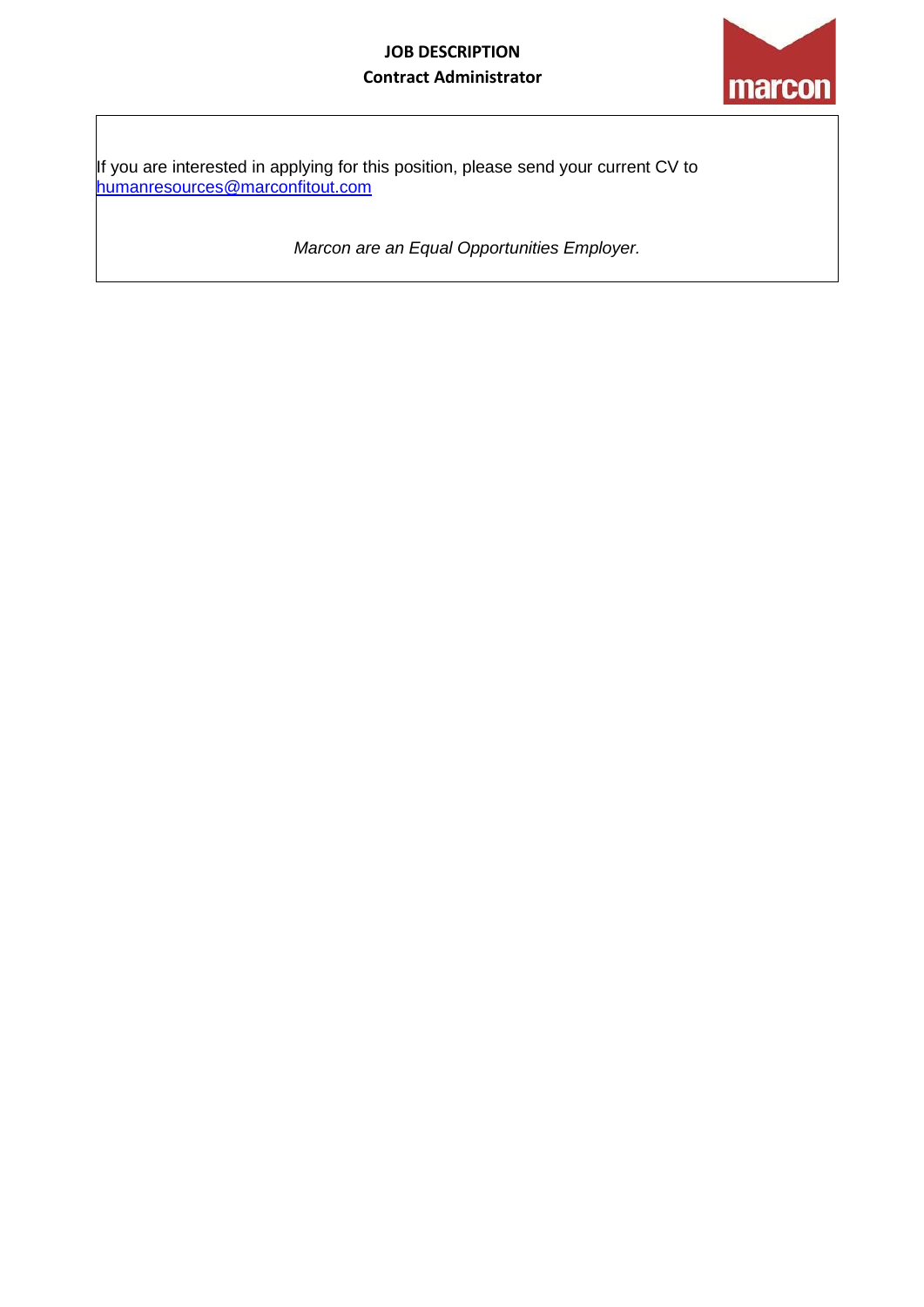If you are interested in applying for this position, please send your current CV to humanresources@marconfitout.com

*Marcon are an Equal Opportunities Employer.*